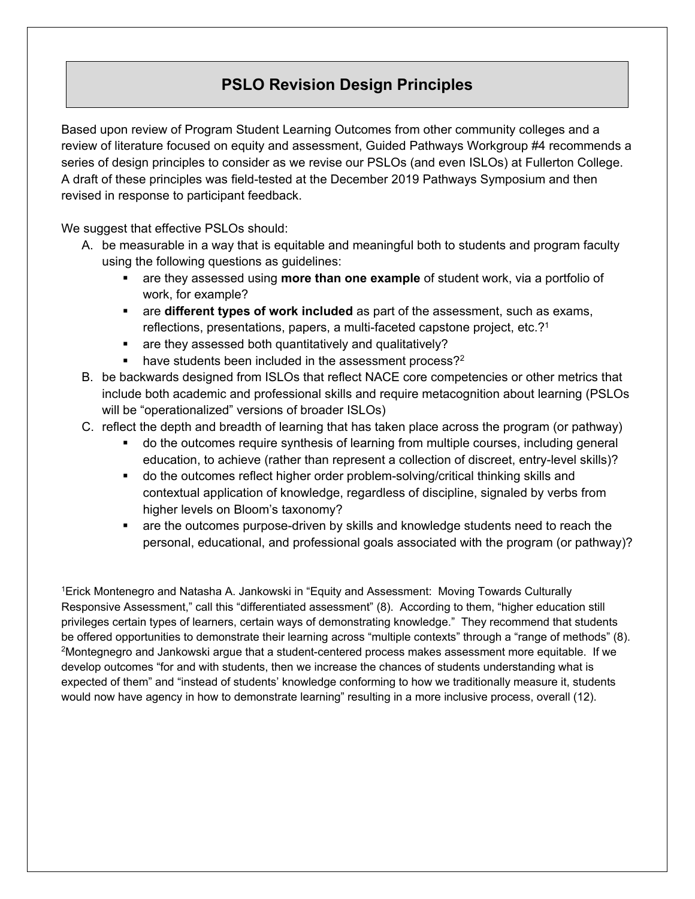# PSLO Revision Design Principles

Based upon review of Program Student Learning Outcomes from other community colleges and a review of literature focused on equity and assessment, Guided Pathways Workgroup #4 recommends a series of design principles to consider as we revise our PSLOs (and even ISLOs) at Fullerton College. A draft of these principles was field-tested at the December 2019 Pathways Symposium and then revised in response to participant feedback.

We suggest that effective PSLOs should:

A. be measurable in a way that is equitable and meaningful both to students and program faculty using the following questions as guidelines:
   - are they assessed using **more than one example** of student work, via a portfolio of work, for example?
   - are **different types of work included** as part of the assessment, such as exams, reflections, presentations, papers, a multi-faceted capstone project, etc.?[1]
   - are they assessed both quantitatively and qualitatively?
   - have students been included in the assessment process?[2]

B. be backwards designed from ISLOs that reflect NACE core competencies or other metrics that include both academic and professional skills and require metacognition about learning (PSLOs will be "operationalized" versions of broader ISLOs)

C. reflect the depth and breadth of learning that has taken place across the program (or pathway)
   - do the outcomes require synthesis of learning from multiple courses, including general education, to achieve (rather than represent a collection of discreet, entry-level skills)?
   - do the outcomes reflect higher order problem-solving/critical thinking skills and contextual application of knowledge, regardless of discipline, signaled by verbs from higher levels on Bloom's taxonomy?
   - are the outcomes purpose-driven by skills and knowledge students need to reach the personal, educational, and professional goals associated with the program (or pathway)?

[1]Erick Montenegro and Natasha A. Jankowski in "Equity and Assessment: Moving Towards Culturally Responsive Assessment," call this "differentiated assessment" (8). According to them, "higher education still privileges certain types of learners, certain ways of demonstrating knowledge." They recommend that students be offered opportunities to demonstrate their learning across "multiple contexts" through a "range of methods" (8).

[2]Montegnegro and Jankowski argue that a student-centered process makes assessment more equitable. If we develop outcomes "for and with students, then we increase the chances of students understanding what is expected of them" and "instead of students' knowledge conforming to how we traditionally measure it, students would now have agency in how to demonstrate learning" resulting in a more inclusive process, overall (12).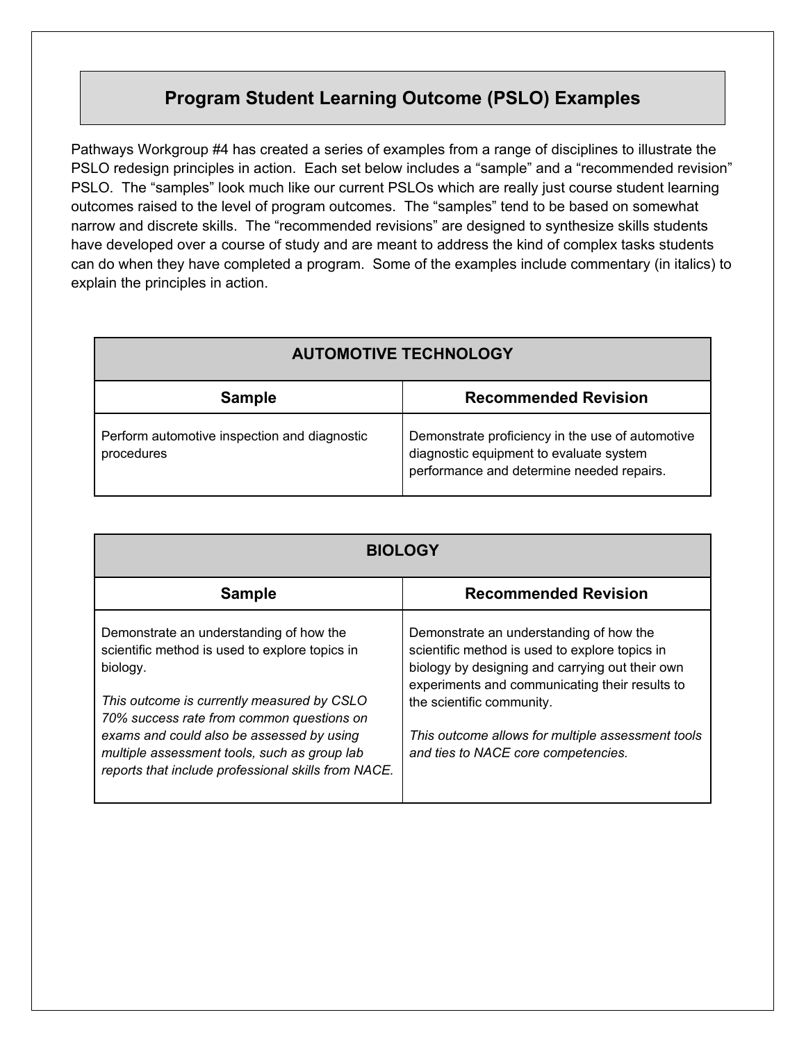## Program Student Learning Outcome (PSLO) Examples

Pathways Workgroup #4 has created a series of examples from a range of disciplines to illustrate the PSLO redesign principles in action. Each set below includes a "sample" and a "recommended revision" PSLO. The "samples" look much like our current PSLOs which are really just course student learning outcomes raised to the level of program outcomes. The "samples" tend to be based on somewhat narrow and discrete skills. The "recommended revisions" are designed to synthesize skills students have developed over a course of study and are meant to address the kind of complex tasks students can do when they have completed a program. Some of the examples include commentary (in italics) to explain the principles in action.

| AUTOMOTIVE TECHNOLOGY | |
|---|---|
| **Sample** | **Recommended Revision** |
| Perform automotive inspection and diagnostic procedures | Demonstrate proficiency in the use of automotive diagnostic equipment to evaluate system performance and determine needed repairs. |

| BIOLOGY | |
|---|---|
| **Sample** | **Recommended Revision** |
| Demonstrate an understanding of how the scientific method is used to explore topics in biology.<br><br>*This outcome is currently measured by CSLO 70% success rate from common questions on exams and could also be assessed by using multiple assessment tools, such as group lab reports that include professional skills from NACE.* | Demonstrate an understanding of how the scientific method is used to explore topics in biology by designing and carrying out their own experiments and communicating their results to the scientific community.<br><br>*This outcome allows for multiple assessment tools and ties to NACE core competencies.* |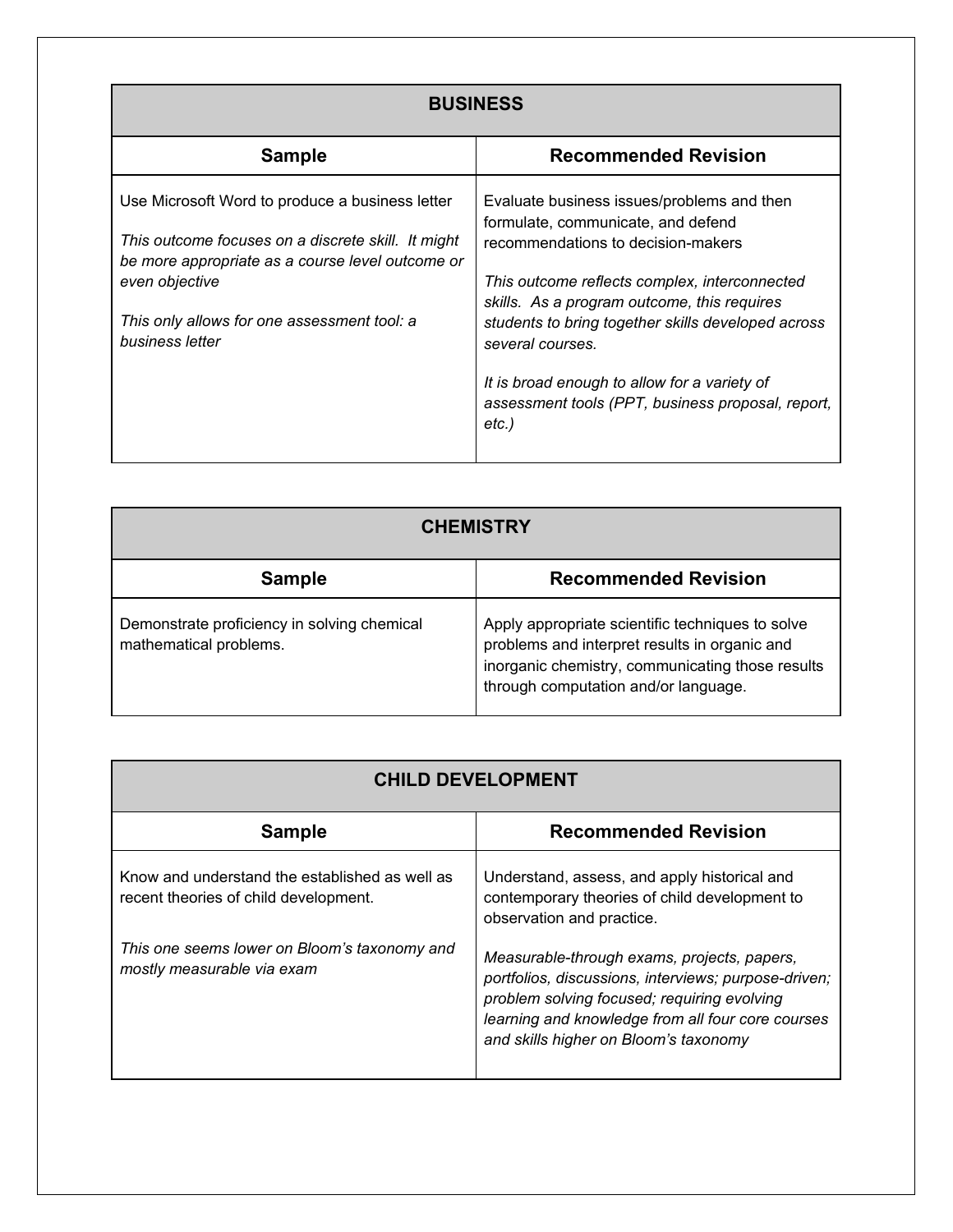| BUSINESS | |
|---|---|
| **Sample** | **Recommended Revision** |
| Use Microsoft Word to produce a business letter<br><br>*This outcome focuses on a discrete skill.  It might be more appropriate as a course level outcome or even objective*<br><br>*This only allows for one assessment tool: a business letter* | Evaluate business issues/problems and then formulate, communicate, and defend recommendations to decision-makers<br><br>*This outcome reflects complex, interconnected skills.  As a program outcome, this requires students to bring together skills developed across several courses.*<br><br>*It is broad enough to allow for a variety of assessment tools (PPT, business proposal, report, etc.)* |

| CHEMISTRY | |
|---|---|
| **Sample** | **Recommended Revision** |
| Demonstrate proficiency in solving chemical mathematical problems. | Apply appropriate scientific techniques to solve problems and interpret results in organic and inorganic chemistry, communicating those results through computation and/or language. |

| CHILD DEVELOPMENT | |
|---|---|
| **Sample** | **Recommended Revision** |
| Know and understand the established as well as recent theories of child development.<br><br>*This one seems lower on Bloom's taxonomy and mostly measurable via exam* | Understand, assess, and apply historical and contemporary theories of child development to observation and practice.<br><br>*Measurable-through exams, projects, papers, portfolios, discussions, interviews; purpose-driven; problem solving focused; requiring evolving learning and knowledge from all four core courses and skills higher on Bloom's taxonomy* |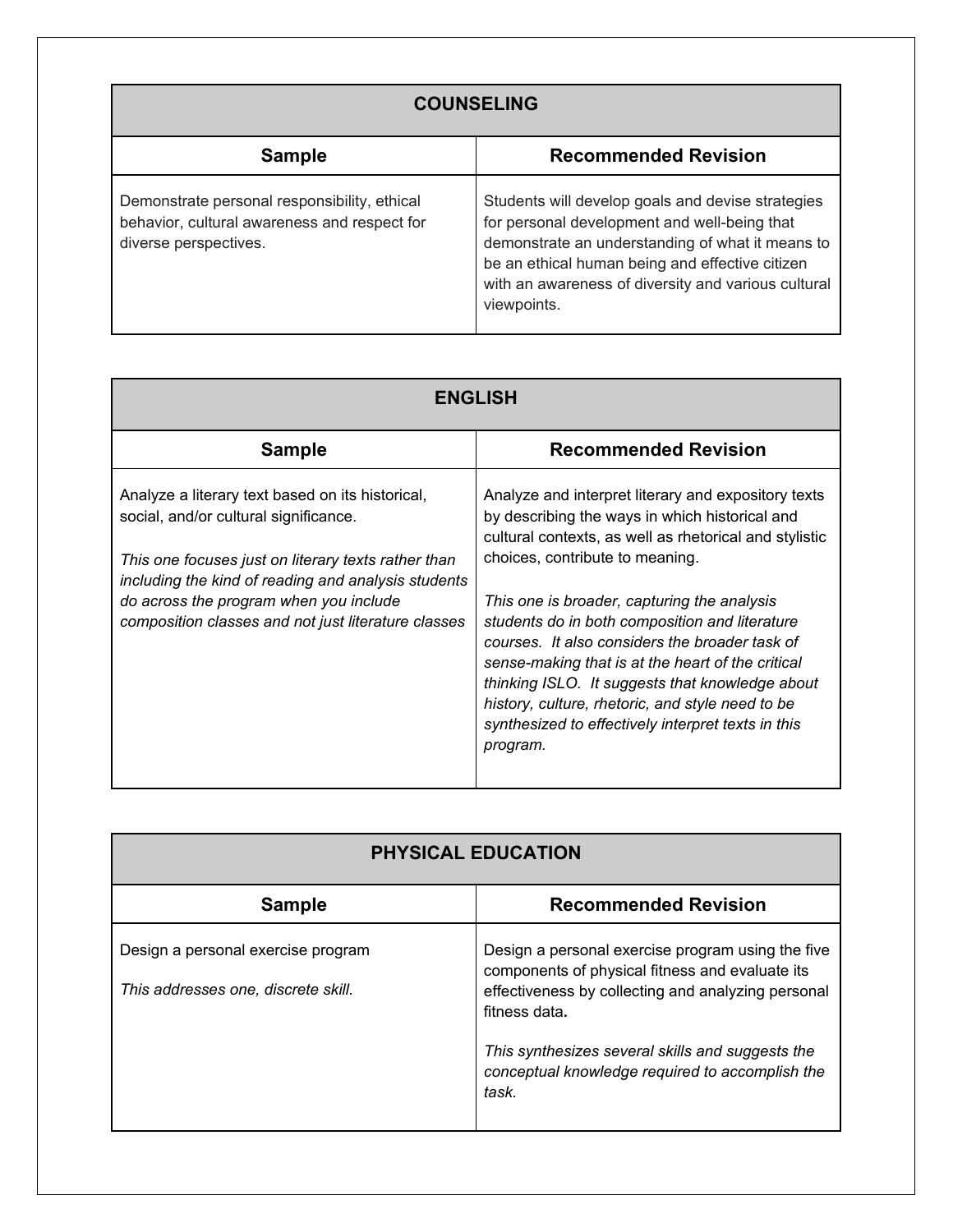| COUNSELING | |
|---|---|
| **Sample** | **Recommended Revision** |
| Demonstrate personal responsibility, ethical behavior, cultural awareness and respect for diverse perspectives. | Students will develop goals and devise strategies for personal development and well-being that demonstrate an understanding of what it means to be an ethical human being and effective citizen with an awareness of diversity and various cultural viewpoints. |

| ENGLISH | |
|---|---|
| **Sample** | **Recommended Revision** |
| Analyze a literary text based on its historical, social, and/or cultural significance.<br><br>*This one focuses just on literary texts rather than including the kind of reading and analysis students do across the program when you include composition classes and not just literature classes* | Analyze and interpret literary and expository texts by describing the ways in which historical and cultural contexts, as well as rhetorical and stylistic choices, contribute to meaning.<br><br>*This one is broader, capturing the analysis students do in both composition and literature courses. It also considers the broader task of sense-making that is at the heart of the critical thinking ISLO. It suggests that knowledge about history, culture, rhetoric, and style need to be synthesized to effectively interpret texts in this program.* |

| PHYSICAL EDUCATION | |
|---|---|
| **Sample** | **Recommended Revision** |
| Design a personal exercise program<br><br>*This addresses one, discrete skill.* | Design a personal exercise program using the five components of physical fitness and evaluate its effectiveness by collecting and analyzing personal fitness data.<br><br>*This synthesizes several skills and suggests the conceptual knowledge required to accomplish the task.* |